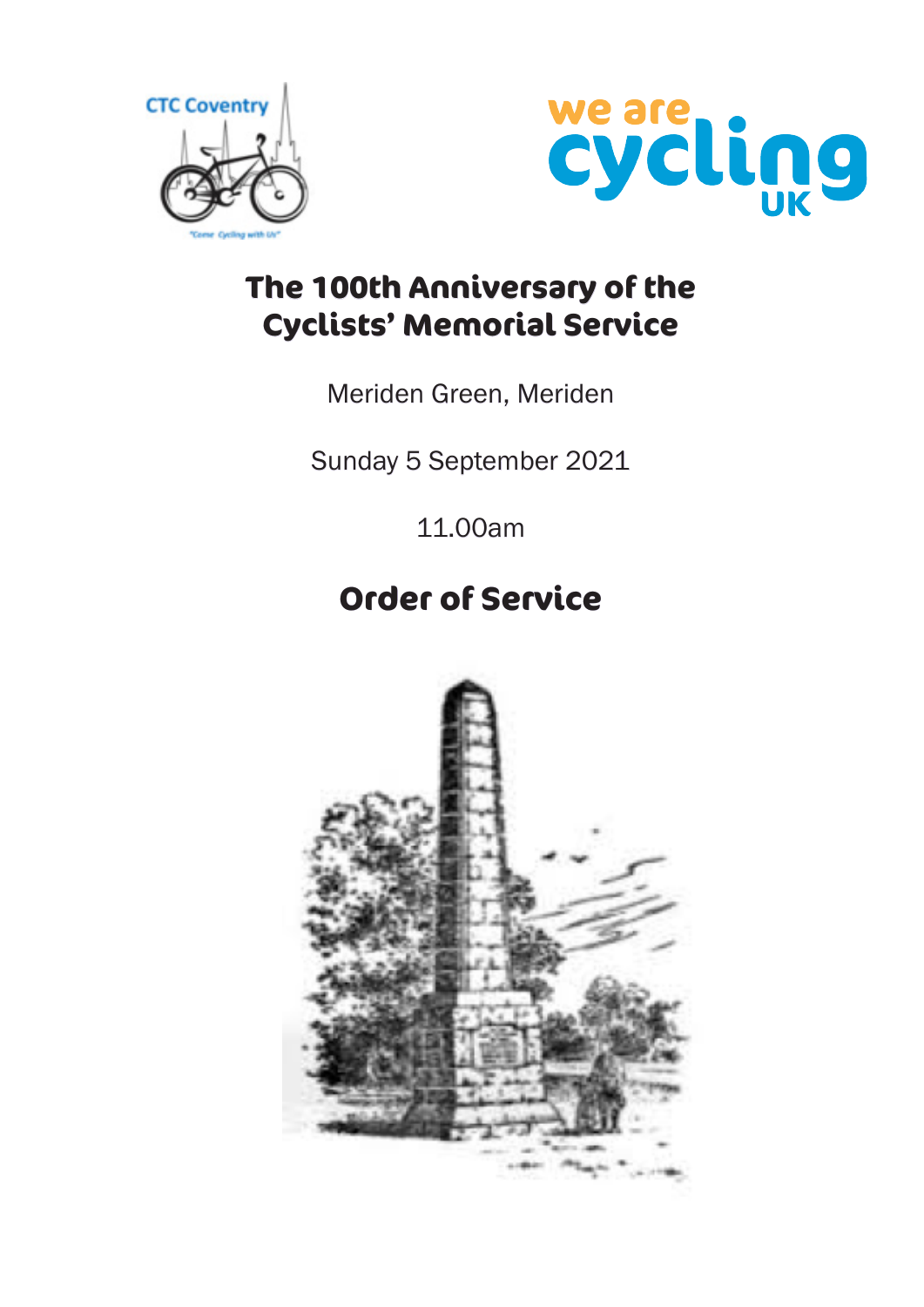# The 100th Anniversary of the Cyclists' Memorial Service

Meriden Green, Meriden

Sunday 5 September 2021

11.00am

## Order of Service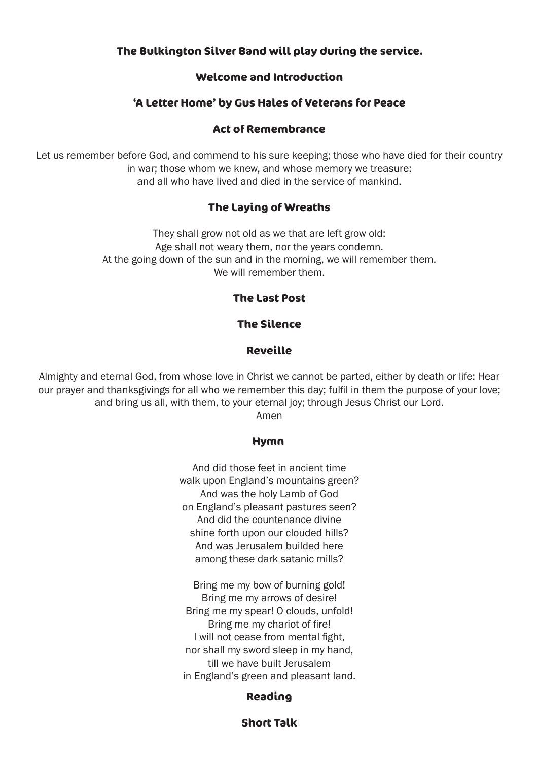**The Bulkington Silver Band will play during the service.**

## Welcome and Introduction

## 'A Letter Home' by Gus Hales of Veterans for Peace

## Act of Remembrance

Let us remember before God, and commend to his sure keeping; those who have died for their country in war; those whom we knew, and whose memory we treasure;
and all who have lived and died in the service of mankind.

## The Laying of Wreaths

They shall grow not old as we that are left grow old:
Age shall not weary them, nor the years condemn.
At the going down of the sun and in the morning, we will remember them.
We will remember them.

## The Last Post

## The Silence

## Reveille

Almighty and eternal God, from whose love in Christ we cannot be parted, either by death or life: Hear our prayer and thanksgivings for all who we remember this day; fulfil in them the purpose of your love; and bring us all, with them, to your eternal joy; through Jesus Christ our Lord.
Amen

## Hymn

And did those feet in ancient time
walk upon England's mountains green?
And was the holy Lamb of God
on England's pleasant pastures seen?
And did the countenance divine
shine forth upon our clouded hills?
And was Jerusalem builded here
among these dark satanic mills?

Bring me my bow of burning gold!
Bring me my arrows of desire!
Bring me my spear! O clouds, unfold!
Bring me my chariot of fire!
I will not cease from mental fight,
nor shall my sword sleep in my hand,
till we have built Jerusalem
in England's green and pleasant land.

## Reading

## Short Talk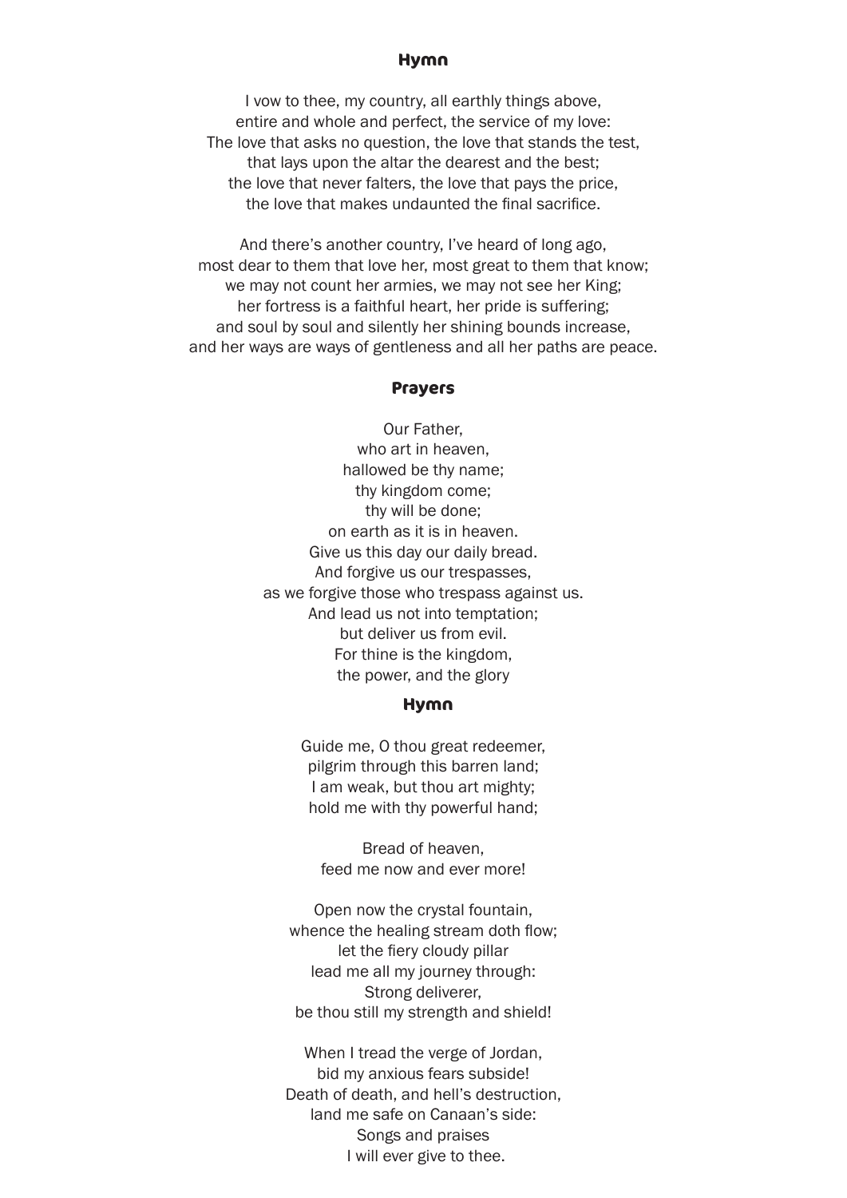## Hymn

I vow to thee, my country, all earthly things above,
entire and whole and perfect, the service of my love:
The love that asks no question, the love that stands the test,
that lays upon the altar the dearest and the best;
the love that never falters, the love that pays the price,
the love that makes undaunted the final sacrifice.

And there's another country, I've heard of long ago,
most dear to them that love her, most great to them that know;
we may not count her armies, we may not see her King;
her fortress is a faithful heart, her pride is suffering;
and soul by soul and silently her shining bounds increase,
and her ways are ways of gentleness and all her paths are peace.

## Prayers

Our Father,
who art in heaven,
hallowed be thy name;
thy kingdom come;
thy will be done;
on earth as it is in heaven.
Give us this day our daily bread.
And forgive us our trespasses,
as we forgive those who trespass against us.
And lead us not into temptation;
but deliver us from evil.
For thine is the kingdom,
the power, and the glory

## Hymn

Guide me, O thou great redeemer,
pilgrim through this barren land;
I am weak, but thou art mighty;
hold me with thy powerful hand;

Bread of heaven,
feed me now and ever more!

Open now the crystal fountain,
whence the healing stream doth flow;
let the fiery cloudy pillar
lead me all my journey through:
Strong deliverer,
be thou still my strength and shield!

When I tread the verge of Jordan,
bid my anxious fears subside!
Death of death, and hell's destruction,
land me safe on Canaan's side:
Songs and praises
I will ever give to thee.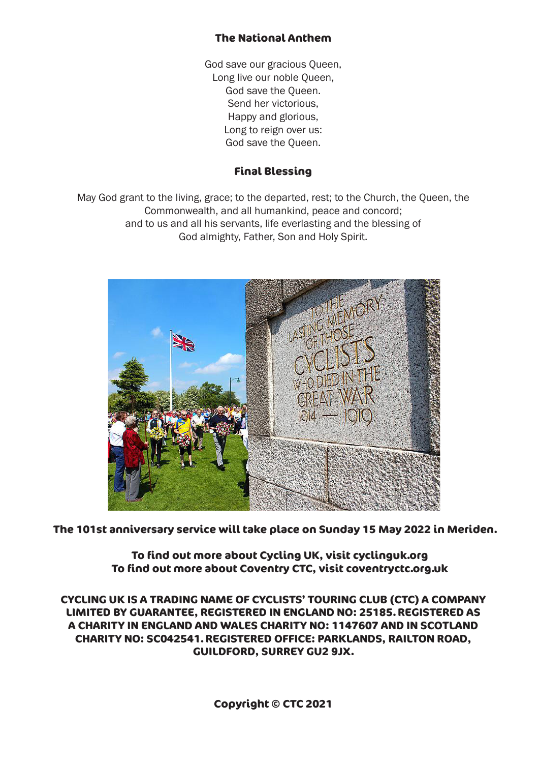## The National Anthem

God save our gracious Queen,
Long live our noble Queen,
God save the Queen.
Send her victorious,
Happy and glorious,
Long to reign over us:
God save the Queen.

## Final Blessing

May God grant to the living, grace; to the departed, rest; to the Church, the Queen, the Commonwealth, and all humankind, peace and concord;
and to us and all his servants, life everlasting and the blessing of God almighty, Father, Son and Holy Spirit.

**The 101st anniversary service will take place on Sunday 15 May 2022 in Meriden.**

**To find out more about Cycling UK, visit cyclinguk.org**
**To find out more about Coventry CTC, visit coventryctc.org.uk**

**CYCLING UK IS A TRADING NAME OF CYCLISTS' TOURING CLUB (CTC) A COMPANY LIMITED BY GUARANTEE, REGISTERED IN ENGLAND NO: 25185. REGISTERED AS A CHARITY IN ENGLAND AND WALES CHARITY NO: 1147607 AND IN SCOTLAND CHARITY NO: SC042541. REGISTERED OFFICE: PARKLANDS, RAILTON ROAD, GUILDFORD, SURREY GU2 9JX.**

**Copyright © CTC 2021**